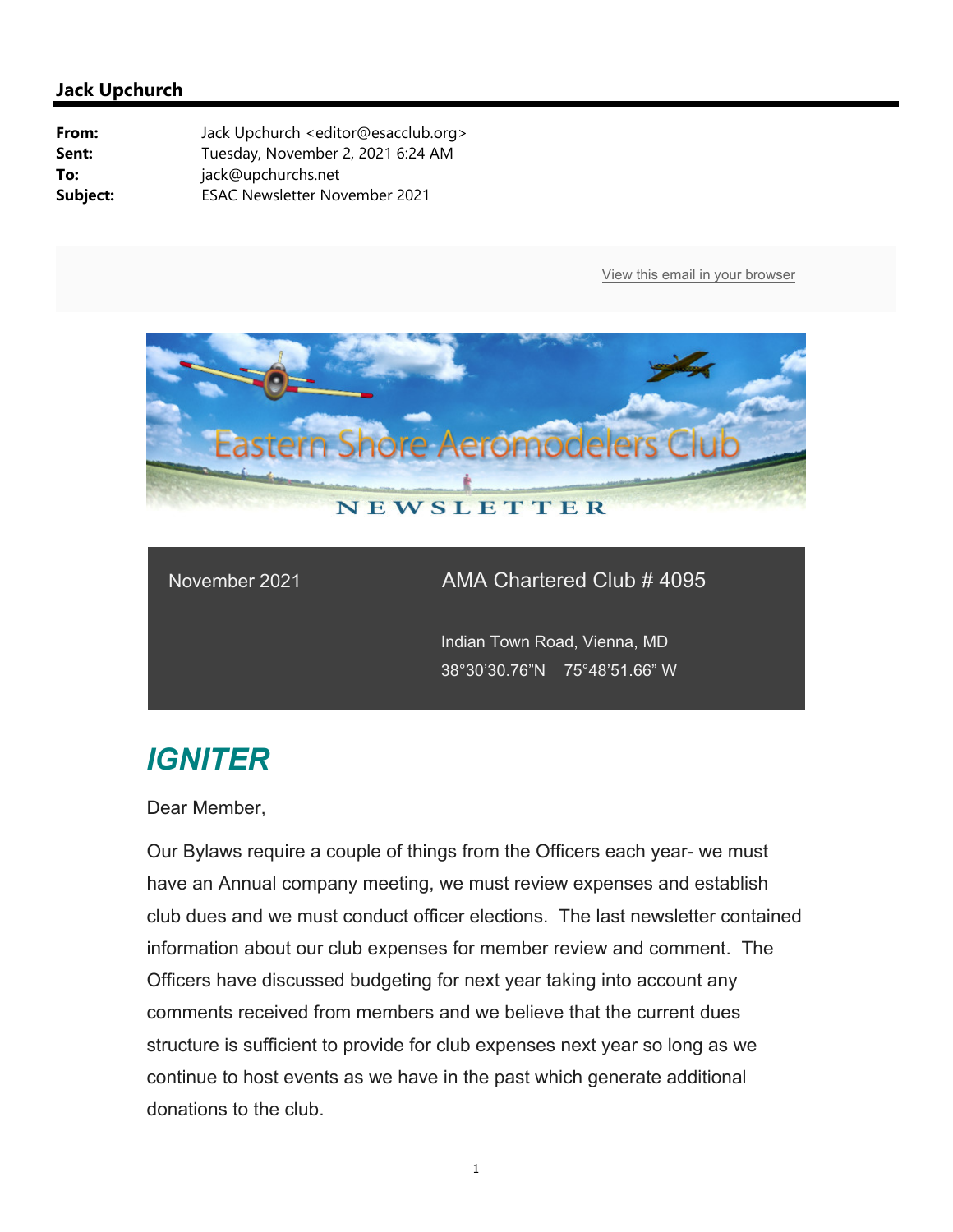## Jack Upchurch

**From:** Jack Upchurch <editor@esacclub.org>
**Sent:** Tuesday, November 2, 2021 6:24 AM
**To:** jack@upchurchs.net
**Subject:** ESAC Newsletter November 2021

View this email in your browser

Eastern Shore Aeromodelers Club

NEWSLETTER

November 2021

AMA Chartered Club # 4095

Indian Town Road, Vienna, MD

38°30'30.76"N 75°48'51.66" W

# *IGNITER*

Dear Member,

Our Bylaws require a couple of things from the Officers each year- we must have an Annual company meeting, we must review expenses and establish club dues and we must conduct officer elections. The last newsletter contained information about our club expenses for member review and comment. The Officers have discussed budgeting for next year taking into account any comments received from members and we believe that the current dues structure is sufficient to provide for club expenses next year so long as we continue to host events as we have in the past which generate additional donations to the club.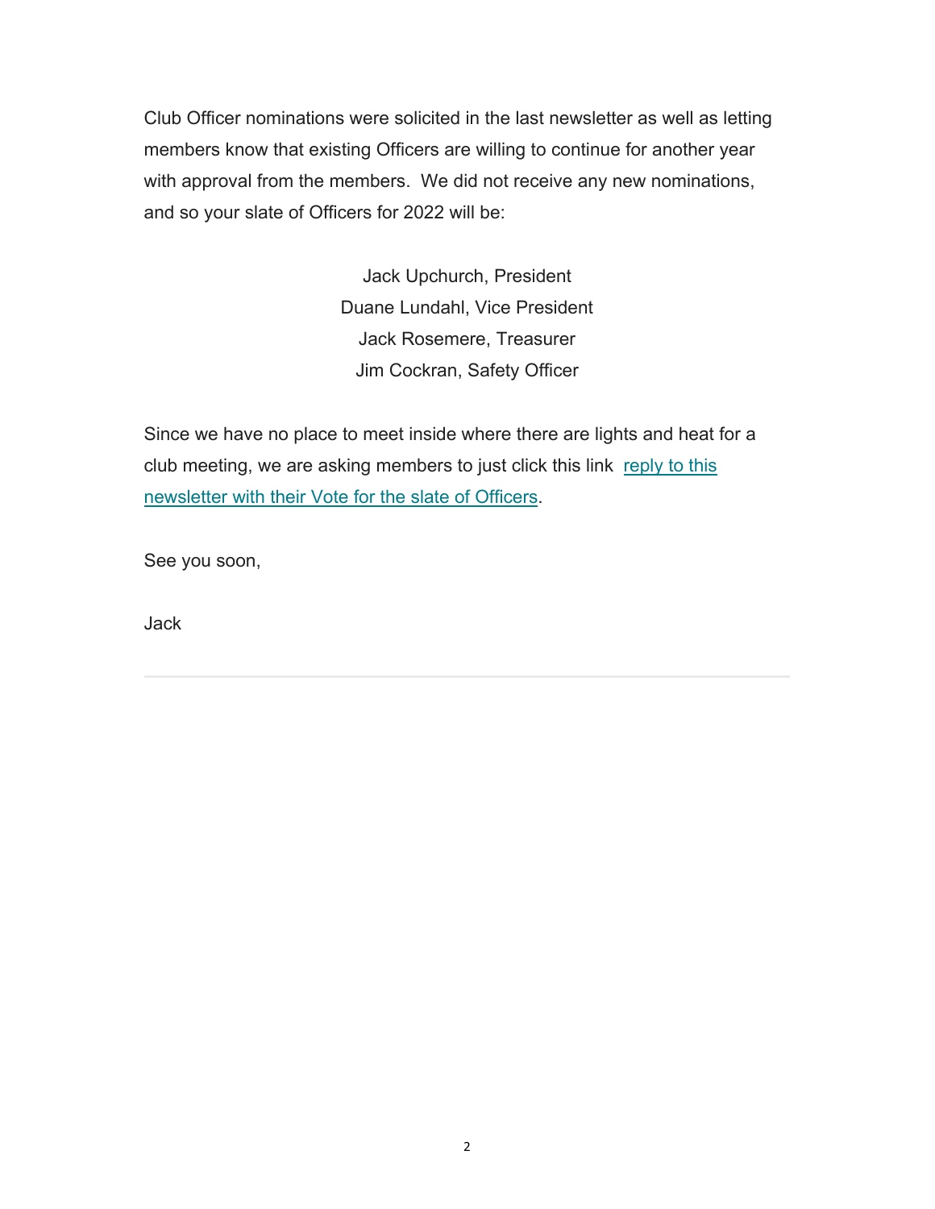Club Officer nominations were solicited in the last newsletter as well as letting members know that existing Officers are willing to continue for another year with approval from the members.  We did not receive any new nominations, and so your slate of Officers for 2022 will be:

Jack Upchurch, President  
Duane Lundahl, Vice President  
Jack Rosemere, Treasurer  
Jim Cockran, Safety Officer

Since we have no place to meet inside where there are lights and heat for a club meeting, we are asking members to just click this link reply to this newsletter with their Vote for the slate of Officers.

See you soon,

Jack

---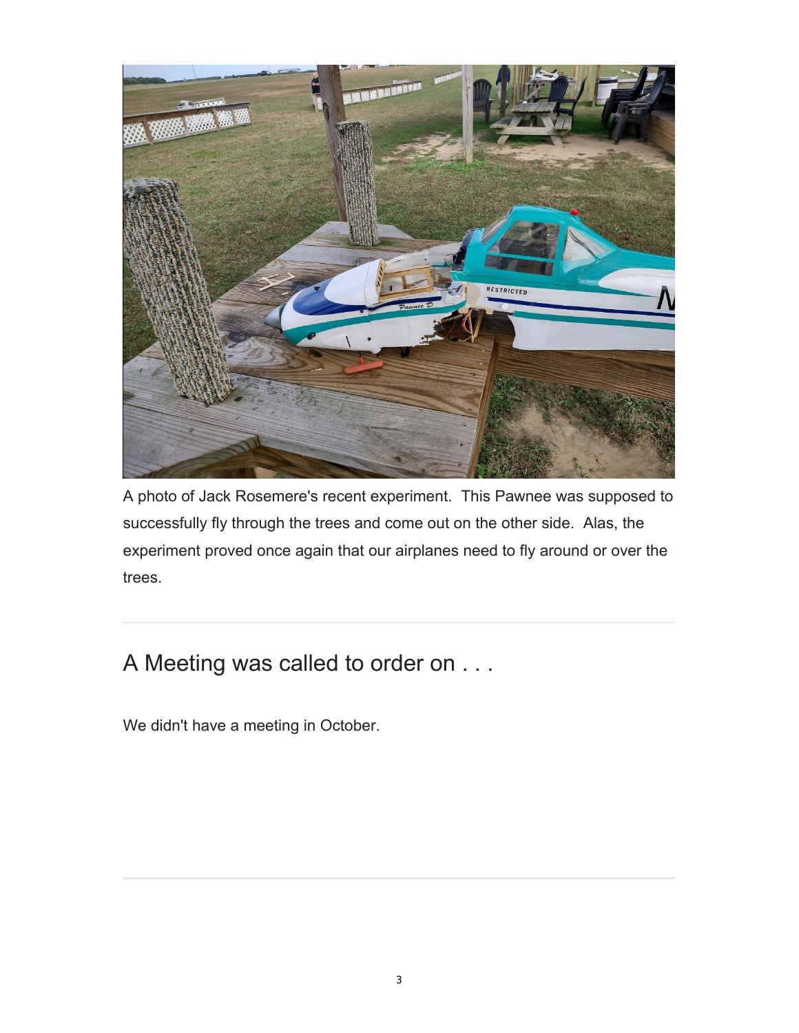A photo of Jack Rosemere's recent experiment. This Pawnee was supposed to successfully fly through the trees and come out on the other side. Alas, the experiment proved once again that our airplanes need to fly around or over the trees.

---

## A Meeting was called to order on . . .

We didn't have a meeting in October.

---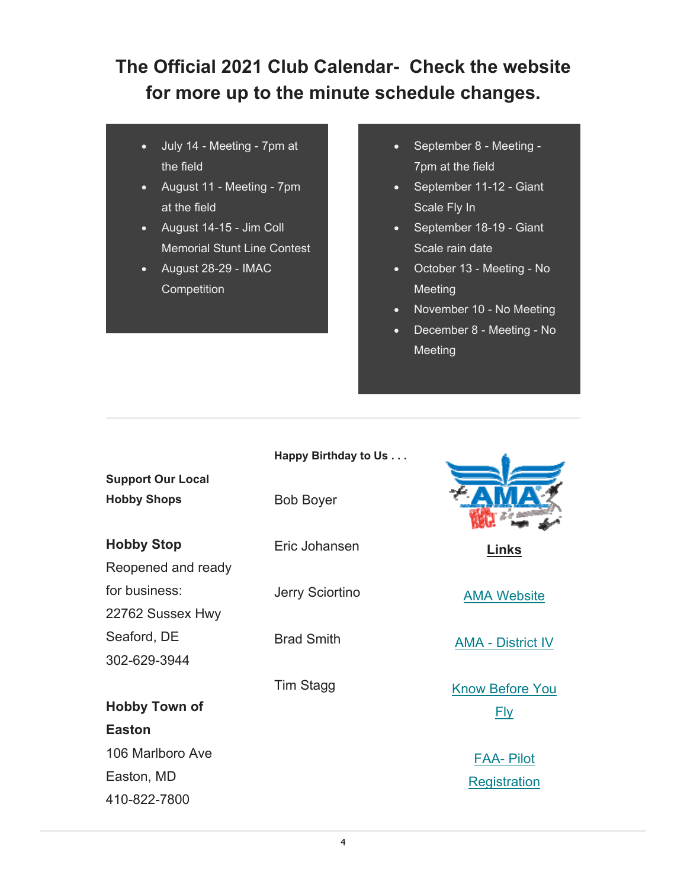# The Official 2021 Club Calendar- Check the website for more up to the minute schedule changes.

- July 14 - Meeting - 7pm at the field
- August 11 - Meeting - 7pm at the field
- August 14-15 - Jim Coll Memorial Stunt Line Contest
- August 28-29 - IMAC Competition

- September 8 - Meeting - 7pm at the field
- September 11-12 - Giant Scale Fly In
- September 18-19 - Giant Scale rain date
- October 13 - Meeting - No Meeting
- November 10 - No Meeting
- December 8 - Meeting - No Meeting

---

**Support Our Local Hobby Shops**

**Hobby Stop**
Reopened and ready for business:
22762 Sussex Hwy
Seaford, DE
302-629-3944

**Hobby Town of Easton**
106 Marlboro Ave
Easton, MD
410-822-7800

**Happy Birthday to Us . . .**

Bob Boyer

Eric Johansen

Jerry Sciortino

Brad Smith

Tim Stagg

**Links**

AMA Website

AMA - District IV

Know Before You Fly

FAA- Pilot Registration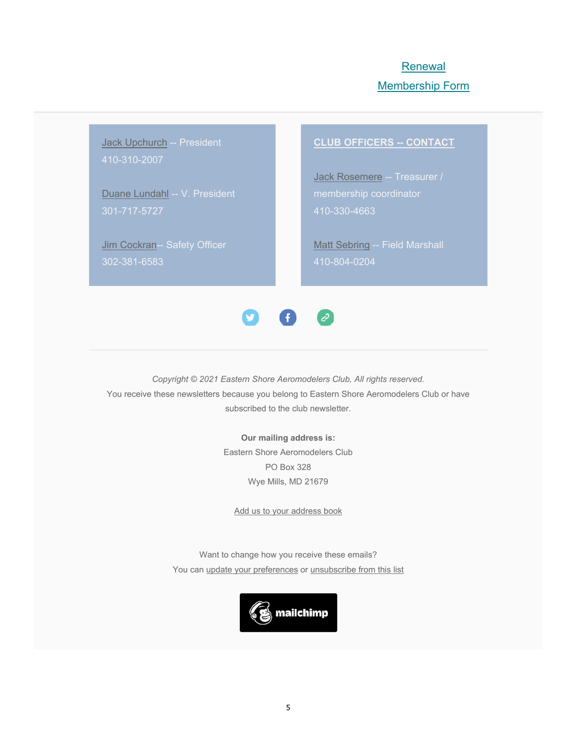Renewal
Membership Form

**CLUB OFFICERS -- CONTACT**

Jack Upchurch -- President
410-310-2007

Duane Lundahl -- V. President
301-717-5727

Jim Cockran-- Safety Officer
302-381-6583

Jack Rosemere -- Treasurer / membership coordinator
410-330-4663

Matt Sebring -- Field Marshall
410-804-0204

*Copyright © 2021 Eastern Shore Aeromodelers Club, All rights reserved.*
You receive these newsletters because you belong to Eastern Shore Aeromodelers Club or have subscribed to the club newsletter.

**Our mailing address is:**
Eastern Shore Aeromodelers Club
PO Box 328
Wye Mills, MD 21679

Add us to your address book

Want to change how you receive these emails?
You can update your preferences or unsubscribe from this list